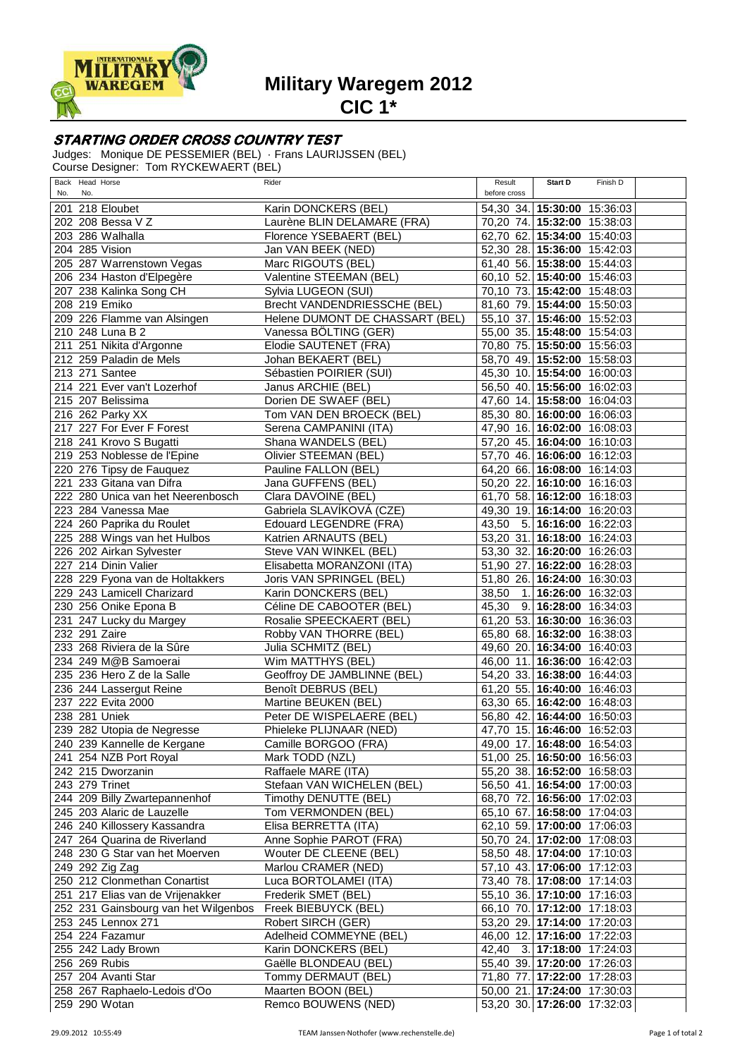# Military Waregem 2012

## CIC 1*

### STARTING ORDER CROSS COUNTRY TEST

Judges: Monique DE PESSEMIER (BEL) · Frans LAURIJSSEN (BEL)
Course Designer: Tom RYCKEWAERT (BEL)

| Back No. | Head No. | Horse | Rider | Result before cross | | Start D | Finish D |
|---|---|---|---|---|---|---|---|
| 201 | 218 | Eloubet | Karin DONCKERS (BEL) | 54,30 | 34. | **15:30:00** | 15:36:03 |
| 202 | 208 | Bessa V Z | Laurène BLIN DELAMARE (FRA) | 70,20 | 74. | **15:32:00** | 15:38:03 |
| 203 | 286 | Walhalla | Florence YSEBAERT (BEL) | 62,70 | 62. | **15:34:00** | 15:40:03 |
| 204 | 285 | Vision | Jan VAN BEEK (NED) | 52,30 | 28. | **15:36:00** | 15:42:03 |
| 205 | 287 | Warrenstown Vegas | Marc RIGOUTS (BEL) | 61,40 | 56. | **15:38:00** | 15:44:03 |
| 206 | 234 | Haston d'Elpegère | Valentine STEEMAN (BEL) | 60,10 | 52. | **15:40:00** | 15:46:03 |
| 207 | 238 | Kalinka Song CH | Sylvia LUGEON (SUI) | 70,10 | 73. | **15:42:00** | 15:48:03 |
| 208 | 219 | Emiko | Brecht VANDENDRIESSCHE (BEL) | 81,60 | 79. | **15:44:00** | 15:50:03 |
| 209 | 226 | Flamme van Alsingen | Helene DUMONT DE CHASSART (BEL) | 55,10 | 37. | **15:46:00** | 15:52:03 |
| 210 | 248 | Luna B 2 | Vanessa BÖLTING (GER) | 55,00 | 35. | **15:48:00** | 15:54:03 |
| 211 | 251 | Nikita d'Argonne | Elodie SAUTENET (FRA) | 70,80 | 75. | **15:50:00** | 15:56:03 |
| 212 | 259 | Paladin de Mels | Johan BEKAERT (BEL) | 58,70 | 49. | **15:52:00** | 15:58:03 |
| 213 | 271 | Santee | Sébastien POIRIER (SUI) | 45,30 | 10. | **15:54:00** | 16:00:03 |
| 214 | 221 | Ever van't Lozerhof | Janus ARCHIE (BEL) | 56,50 | 40. | **15:56:00** | 16:02:03 |
| 215 | 207 | Belissima | Dorien DE SWAEF (BEL) | 47,60 | 14. | **15:58:00** | 16:04:03 |
| 216 | 262 | Parky XX | Tom VAN DEN BROECK (BEL) | 85,30 | 80. | **16:00:00** | 16:06:03 |
| 217 | 227 | For Ever F Forest | Serena CAMPANINI (ITA) | 47,90 | 16. | **16:02:00** | 16:08:03 |
| 218 | 241 | Krovo S Bugatti | Shana WANDELS (BEL) | 57,20 | 45. | **16:04:00** | 16:10:03 |
| 219 | 253 | Noblesse de l'Epine | Olivier STEEMAN (BEL) | 57,70 | 46. | **16:06:00** | 16:12:03 |
| 220 | 276 | Tipsy de Fauquez | Pauline FALLON (BEL) | 64,20 | 66. | **16:08:00** | 16:14:03 |
| 221 | 233 | Gitana van Difra | Jana GUFFENS (BEL) | 50,20 | 22. | **16:10:00** | 16:16:03 |
| 222 | 280 | Unica van het Neerenbosch | Clara DAVOINE (BEL) | 61,70 | 58. | **16:12:00** | 16:18:03 |
| 223 | 284 | Vanessa Mae | Gabriela SLAVÍKOVÁ (CZE) | 49,30 | 19. | **16:14:00** | 16:20:03 |
| 224 | 260 | Paprika du Roulet | Edouard LEGENDRE (FRA) | 43,50 | 5. | **16:16:00** | 16:22:03 |
| 225 | 288 | Wings van het Hulbos | Katrien ARNAUTS (BEL) | 53,20 | 31. | **16:18:00** | 16:24:03 |
| 226 | 202 | Airkan Sylvester | Steve VAN WINKEL (BEL) | 53,30 | 32. | **16:20:00** | 16:26:03 |
| 227 | 214 | Dinin Valier | Elisabetta MORANZONI (ITA) | 51,90 | 27. | **16:22:00** | 16:28:03 |
| 228 | 229 | Fyona van de Holtakkers | Joris VAN SPRINGEL (BEL) | 51,80 | 26. | **16:24:00** | 16:30:03 |
| 229 | 243 | Lamicell Charizard | Karin DONCKERS (BEL) | 38,50 | 1. | **16:26:00** | 16:32:03 |
| 230 | 256 | Onike Epona B | Céline DE CABOOTER (BEL) | 45,30 | 9. | **16:28:00** | 16:34:03 |
| 231 | 247 | Lucky du Margey | Rosalie SPEECKAERT (BEL) | 61,20 | 53. | **16:30:00** | 16:36:03 |
| 232 | 291 | Zaire | Robby VAN THORRE (BEL) | 65,80 | 68. | **16:32:00** | 16:38:03 |
| 233 | 268 | Riviera de la Sûre | Julia SCHMITZ (BEL) | 49,60 | 20. | **16:34:00** | 16:40:03 |
| 234 | 249 | M@B Samoerai | Wim MATTHYS (BEL) | 46,00 | 11. | **16:36:00** | 16:42:03 |
| 235 | 236 | Hero Z de la Salle | Geoffroy DE JAMBLINNE (BEL) | 54,20 | 33. | **16:38:00** | 16:44:03 |
| 236 | 244 | Lassergut Reine | Benoît DEBRUS (BEL) | 61,20 | 55. | **16:40:00** | 16:46:03 |
| 237 | 222 | Evita 2000 | Martine BEUKEN (BEL) | 63,30 | 65. | **16:42:00** | 16:48:03 |
| 238 | 281 | Uniek | Peter DE WISPELAERE (BEL) | 56,80 | 42. | **16:44:00** | 16:50:03 |
| 239 | 282 | Utopia de Negresse | Phieleke PLIJNAAR (NED) | 47,70 | 15. | **16:46:00** | 16:52:03 |
| 240 | 239 | Kannelle de Kergane | Camille BORGOO (FRA) | 49,00 | 17. | **16:48:00** | 16:54:03 |
| 241 | 254 | NZB Port Royal | Mark TODD (NZL) | 51,00 | 25. | **16:50:00** | 16:56:03 |
| 242 | 215 | Dworzanin | Raffaele MARE (ITA) | 55,20 | 38. | **16:52:00** | 16:58:03 |
| 243 | 279 | Trinet | Stefaan VAN WICHELEN (BEL) | 56,50 | 41. | **16:54:00** | 17:00:03 |
| 244 | 209 | Billy Zwartepannenhof | Timothy DENUTTE (BEL) | 68,70 | 72. | **16:56:00** | 17:02:03 |
| 245 | 203 | Alaric de Lauzelle | Tom VERMONDEN (BEL) | 65,10 | 67. | **16:58:00** | 17:04:03 |
| 246 | 240 | Killossery Kassandra | Elisa BERRETTA (ITA) | 62,10 | 59. | **17:00:00** | 17:06:03 |
| 247 | 264 | Quarina de Riverland | Anne Sophie PAROT (FRA) | 50,70 | 24. | **17:02:00** | 17:08:03 |
| 248 | 230 | G Star van het Moerven | Wouter DE CLEENE (BEL) | 58,50 | 48. | **17:04:00** | 17:10:03 |
| 249 | 292 | Zig Zag | Marlou CRAMER (NED) | 57,10 | 43. | **17:06:00** | 17:12:03 |
| 250 | 212 | Clonmethan Conartist | Luca BORTOLAMEI (ITA) | 73,40 | 78. | **17:08:00** | 17:14:03 |
| 251 | 217 | Elias van de Vrijenakker | Frederik SMET (BEL) | 55,10 | 36. | **17:10:00** | 17:16:03 |
| 252 | 231 | Gainsbourg van het Wilgenbos | Freek BIEBUYCK (BEL) | 66,10 | 70. | **17:12:00** | 17:18:03 |
| 253 | 245 | Lennox 271 | Robert SIRCH (GER) | 53,20 | 29. | **17:14:00** | 17:20:03 |
| 254 | 224 | Fazamur | Adelheid COMMEYNE (BEL) | 46,00 | 12. | **17:16:00** | 17:22:03 |
| 255 | 242 | Lady Brown | Karin DONCKERS (BEL) | 42,40 | 3. | **17:18:00** | 17:24:03 |
| 256 | 269 | Rubis | Gaëlle BLONDEAU (BEL) | 55,40 | 39. | **17:20:00** | 17:26:03 |
| 257 | 204 | Avanti Star | Tommy DERMAUT (BEL) | 71,80 | 77. | **17:22:00** | 17:28:03 |
| 258 | 267 | Raphaelo-Ledois d'Oo | Maarten BOON (BEL) | 50,00 | 21. | **17:24:00** | 17:30:03 |
| 259 | 290 | Wotan | Remco BOUWENS (NED) | 53,20 | 30. | **17:26:00** | 17:32:03 |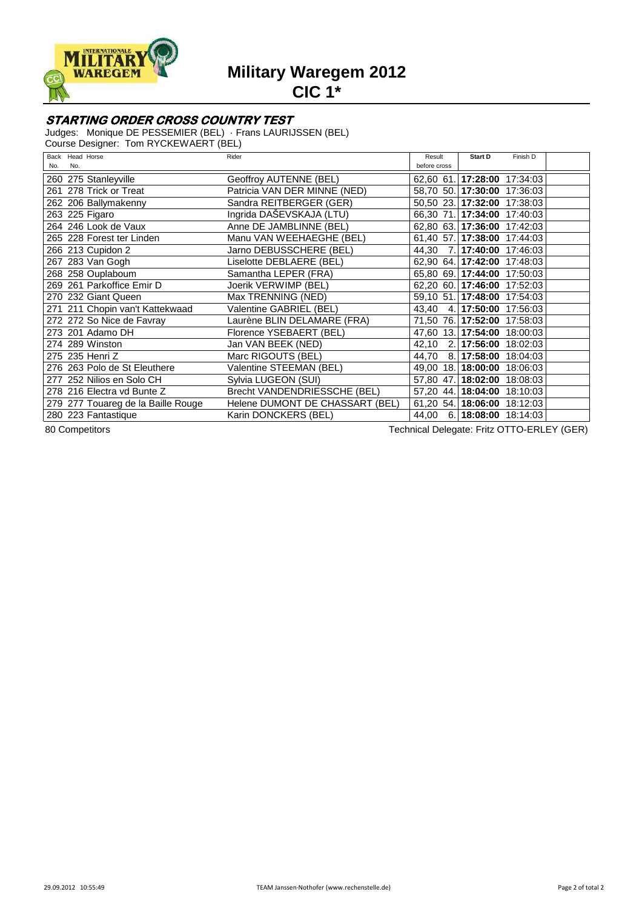# Military Waregem 2012

## CIC 1*

### *STARTING ORDER CROSS COUNTRY TEST*

Judges: Monique DE PESSEMIER (BEL) · Frans LAURIJSSEN (BEL)
Course Designer: Tom RYCKEWAERT (BEL)

| Back No. | Head No. | Horse | Rider | Result before cross | | Start D | Finish D |
|---|---|---|---|---|---|---|---|
| 260 | 275 | Stanleyville | Geoffroy AUTENNE (BEL) | 62,60 | 61. | **17:28:00** | 17:34:03 |
| 261 | 278 | Trick or Treat | Patricia VAN DER MINNE (NED) | 58,70 | 50. | **17:30:00** | 17:36:03 |
| 262 | 206 | Ballymakenny | Sandra REITBERGER (GER) | 50,50 | 23. | **17:32:00** | 17:38:03 |
| 263 | 225 | Figaro | Ingrida DAŠEVSKAJA (LTU) | 66,30 | 71. | **17:34:00** | 17:40:03 |
| 264 | 246 | Look de Vaux | Anne DE JAMBLINNE (BEL) | 62,80 | 63. | **17:36:00** | 17:42:03 |
| 265 | 228 | Forest ter Linden | Manu VAN WEEHAEGHE (BEL) | 61,40 | 57. | **17:38:00** | 17:44:03 |
| 266 | 213 | Cupidon 2 | Jarno DEBUSSCHERE (BEL) | 44,30 | 7. | **17:40:00** | 17:46:03 |
| 267 | 283 | Van Gogh | Liselotte DEBLAERE (BEL) | 62,90 | 64. | **17:42:00** | 17:48:03 |
| 268 | 258 | Ouplaboum | Samantha LEPER (FRA) | 65,80 | 69. | **17:44:00** | 17:50:03 |
| 269 | 261 | Parkoffice Emir D | Joerik VERWIMP (BEL) | 62,20 | 60. | **17:46:00** | 17:52:03 |
| 270 | 232 | Giant Queen | Max TRENNING (NED) | 59,10 | 51. | **17:48:00** | 17:54:03 |
| 271 | 211 | Chopin van't Kattekwaad | Valentine GABRIEL (BEL) | 43,40 | 4. | **17:50:00** | 17:56:03 |
| 272 | 272 | So Nice de Favray | Laurène BLIN DELAMARE (FRA) | 71,50 | 76. | **17:52:00** | 17:58:03 |
| 273 | 201 | Adamo DH | Florence YSEBAERT (BEL) | 47,60 | 13. | **17:54:00** | 18:00:03 |
| 274 | 289 | Winston | Jan VAN BEEK (NED) | 42,10 | 2. | **17:56:00** | 18:02:03 |
| 275 | 235 | Henri Z | Marc RIGOUTS (BEL) | 44,70 | 8. | **17:58:00** | 18:04:03 |
| 276 | 263 | Polo de St Eleuthere | Valentine STEEMAN (BEL) | 49,00 | 18. | **18:00:00** | 18:06:03 |
| 277 | 252 | Nilios en Solo CH | Sylvia LUGEON (SUI) | 57,80 | 47. | **18:02:00** | 18:08:03 |
| 278 | 216 | Electra vd Bunte Z | Brecht VANDENDRIESSCHE (BEL) | 57,20 | 44. | **18:04:00** | 18:10:03 |
| 279 | 277 | Touareg de la Baille Rouge | Helene DUMONT DE CHASSART (BEL) | 61,20 | 54. | **18:06:00** | 18:12:03 |
| 280 | 223 | Fantastique | Karin DONCKERS (BEL) | 44,00 | 6. | **18:08:00** | 18:14:03 |

80 Competitors

Technical Delegate: Fritz OTTO-ERLEY (GER)

29.09.2012 10:55:49 TEAM Janssen-Nothofer (www.rechenstelle.de)